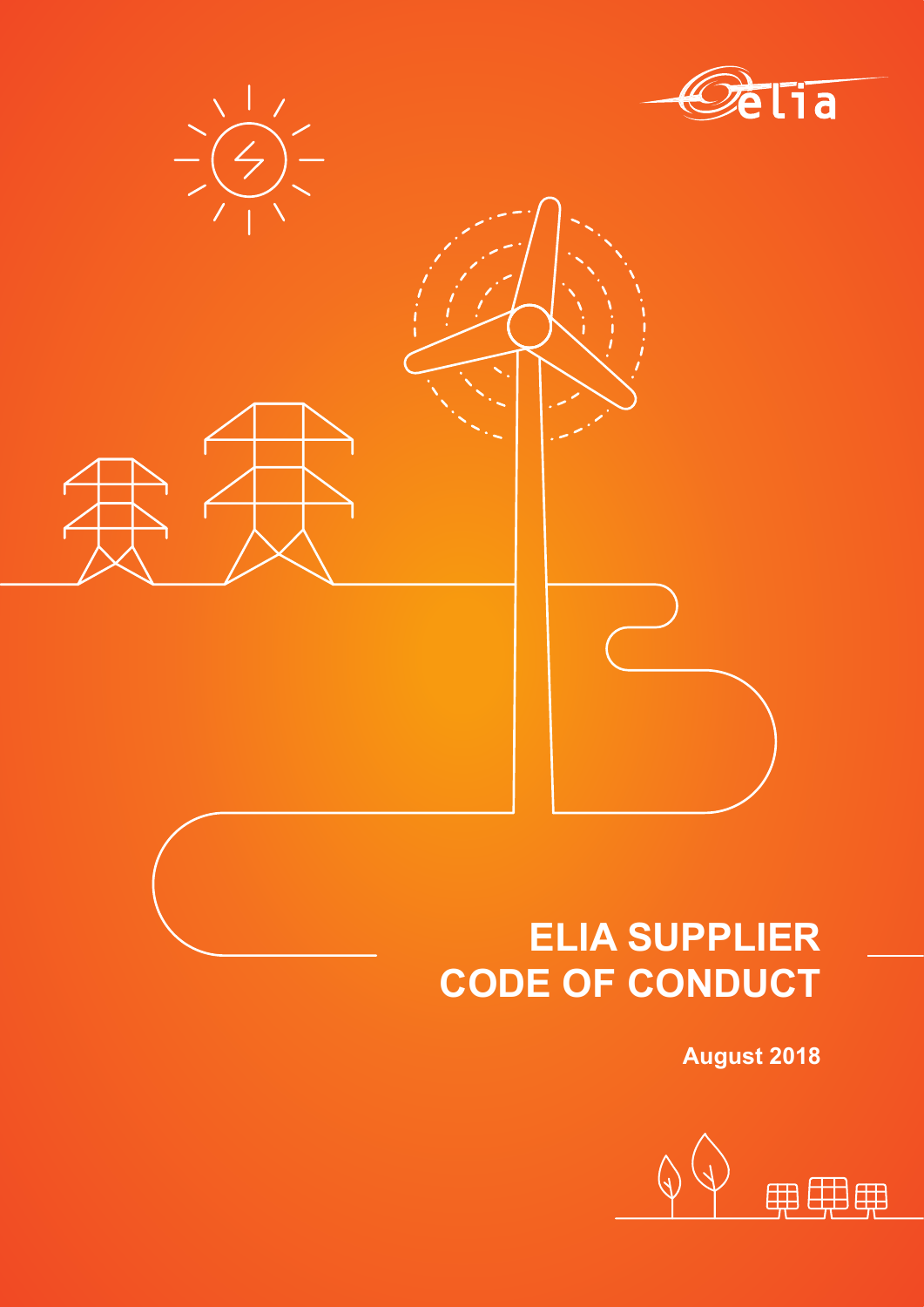# ELIA SUPPLIER CODE OF CONDUCT

**August 2018**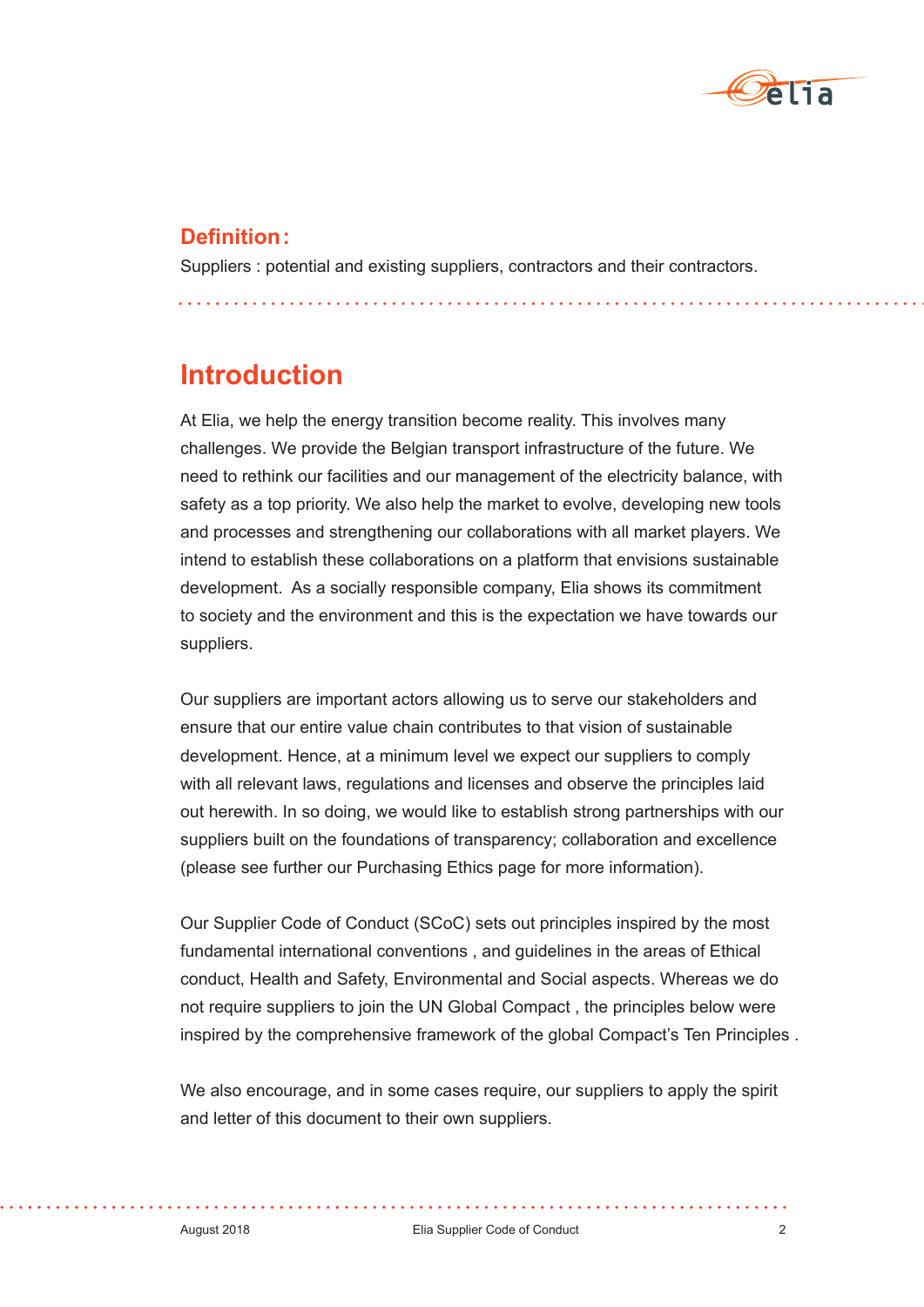## Definition :

Suppliers : potential and existing suppliers, contractors and their contractors.

# Introduction

At Elia, we help the energy transition become reality. This involves many challenges. We provide the Belgian transport infrastructure of the future. We need to rethink our facilities and our management of the electricity balance, with safety as a top priority. We also help the market to evolve, developing new tools and processes and strengthening our collaborations with all market players. We intend to establish these collaborations on a platform that envisions sustainable development. As a socially responsible company, Elia shows its commitment to society and the environment and this is the expectation we have towards our suppliers.

Our suppliers are important actors allowing us to serve our stakeholders and ensure that our entire value chain contributes to that vision of sustainable development. Hence, at a minimum level we expect our suppliers to comply with all relevant laws, regulations and licenses and observe the principles laid out herewith. In so doing, we would like to establish strong partnerships with our suppliers built on the foundations of transparency; collaboration and excellence (please see further our Purchasing Ethics page for more information).

Our Supplier Code of Conduct (SCoC) sets out principles inspired by the most fundamental international conventions , and guidelines in the areas of Ethical conduct, Health and Safety, Environmental and Social aspects. Whereas we do not require suppliers to join the UN Global Compact , the principles below were inspired by the comprehensive framework of the global Compact's Ten Principles .

We also encourage, and in some cases require, our suppliers to apply the spirit and letter of this document to their own suppliers.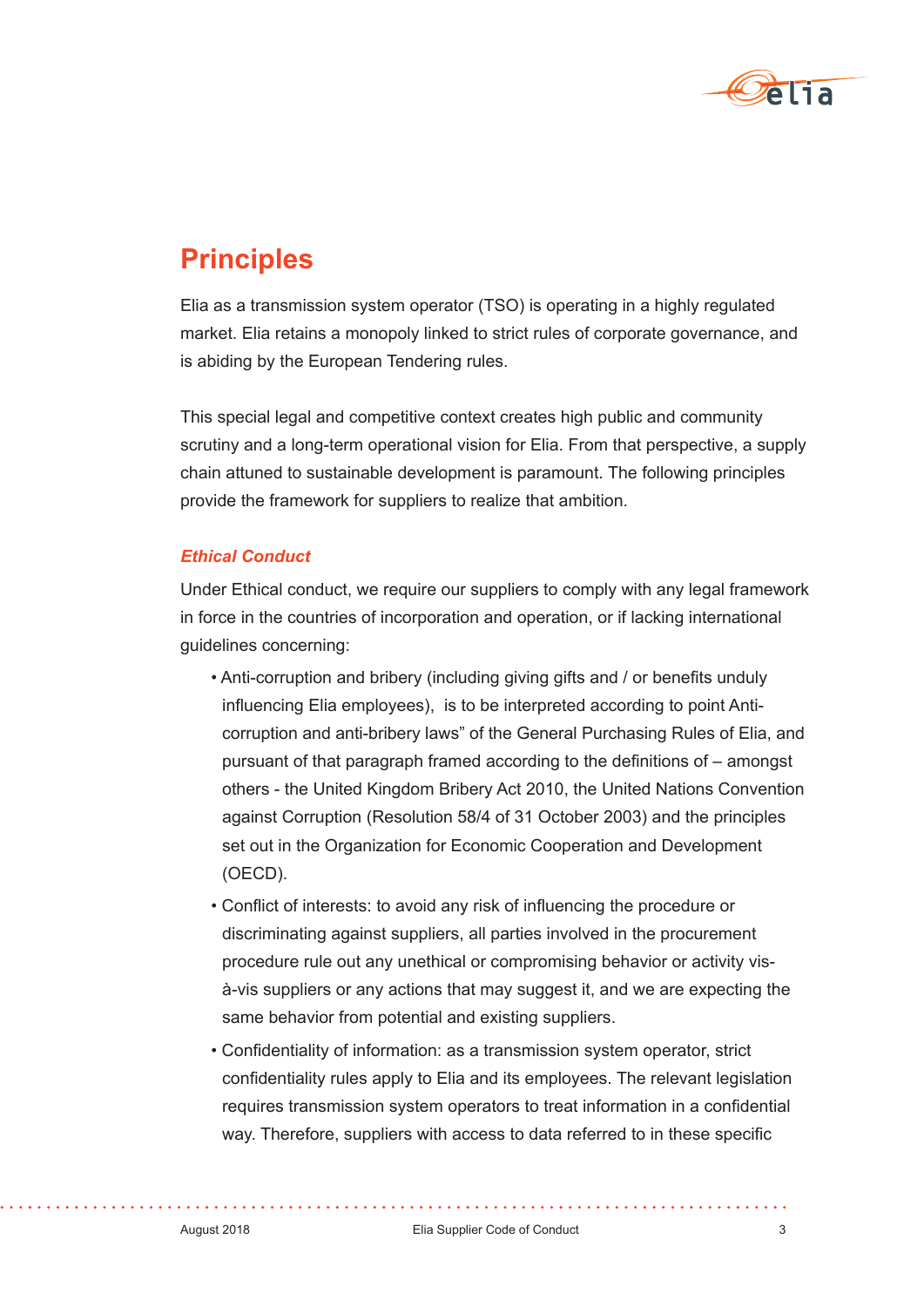# Principles

Elia as a transmission system operator (TSO) is operating in a highly regulated market. Elia retains a monopoly linked to strict rules of corporate governance, and is abiding by the European Tendering rules.

This special legal and competitive context creates high public and community scrutiny and a long-term operational vision for Elia. From that perspective, a supply chain attuned to sustainable development is paramount. The following principles provide the framework for suppliers to realize that ambition.

### *Ethical Conduct*

Under Ethical conduct, we require our suppliers to comply with any legal framework in force in the countries of incorporation and operation, or if lacking international guidelines concerning:

- Anti-corruption and bribery (including giving gifts and / or benefits unduly influencing Elia employees), is to be interpreted according to point Anti-corruption and anti-bribery laws" of the General Purchasing Rules of Elia, and pursuant of that paragraph framed according to the definitions of – amongst others - the United Kingdom Bribery Act 2010, the United Nations Convention against Corruption (Resolution 58/4 of 31 October 2003) and the principles set out in the Organization for Economic Cooperation and Development (OECD).
- Conflict of interests: to avoid any risk of influencing the procedure or discriminating against suppliers, all parties involved in the procurement procedure rule out any unethical or compromising behavior or activity vis-à-vis suppliers or any actions that may suggest it, and we are expecting the same behavior from potential and existing suppliers.
- Confidentiality of information: as a transmission system operator, strict confidentiality rules apply to Elia and its employees. The relevant legislation requires transmission system operators to treat information in a confidential way. Therefore, suppliers with access to data referred to in these specific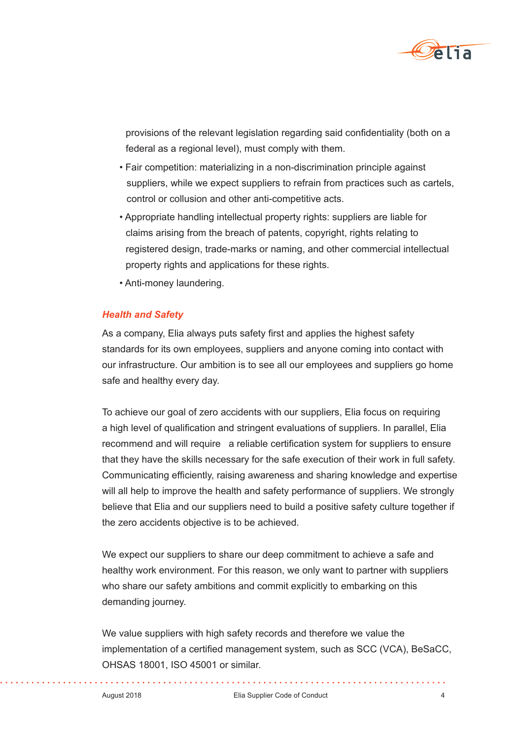provisions of the relevant legislation regarding said confidentiality (both on a federal as a regional level), must comply with them.

- Fair competition: materializing in a non-discrimination principle against suppliers, while we expect suppliers to refrain from practices such as cartels, control or collusion and other anti-competitive acts.
- Appropriate handling intellectual property rights: suppliers are liable for claims arising from the breach of patents, copyright, rights relating to registered design, trade-marks or naming, and other commercial intellectual property rights and applications for these rights.
- Anti-money laundering.

### *Health and Safety*

As a company, Elia always puts safety first and applies the highest safety standards for its own employees, suppliers and anyone coming into contact with our infrastructure. Our ambition is to see all our employees and suppliers go home safe and healthy every day.

To achieve our goal of zero accidents with our suppliers, Elia focus on requiring a high level of qualification and stringent evaluations of suppliers. In parallel, Elia recommend and will require a reliable certification system for suppliers to ensure that they have the skills necessary for the safe execution of their work in full safety. Communicating efficiently, raising awareness and sharing knowledge and expertise will all help to improve the health and safety performance of suppliers. We strongly believe that Elia and our suppliers need to build a positive safety culture together if the zero accidents objective is to be achieved.

We expect our suppliers to share our deep commitment to achieve a safe and healthy work environment. For this reason, we only want to partner with suppliers who share our safety ambitions and commit explicitly to embarking on this demanding journey.

We value suppliers with high safety records and therefore we value the implementation of a certified management system, such as SCC (VCA), BeSaCC, OHSAS 18001, ISO 45001 or similar.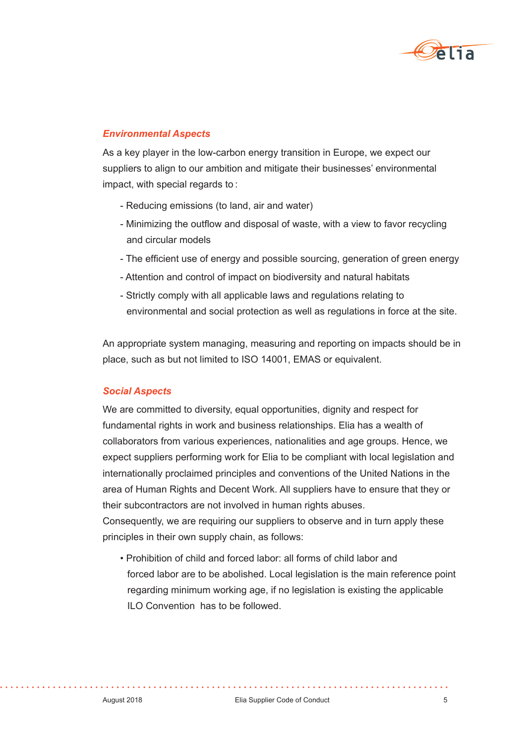### *Environmental Aspects*

As a key player in the low-carbon energy transition in Europe, we expect our suppliers to align to our ambition and mitigate their businesses' environmental impact, with special regards to :

- Reducing emissions (to land, air and water)
- Minimizing the outflow and disposal of waste, with a view to favor recycling and circular models
- The efficient use of energy and possible sourcing, generation of green energy
- Attention and control of impact on biodiversity and natural habitats
- Strictly comply with all applicable laws and regulations relating to environmental and social protection as well as regulations in force at the site.

An appropriate system managing, measuring and reporting on impacts should be in place, such as but not limited to ISO 14001, EMAS or equivalent.

### *Social Aspects*

We are committed to diversity, equal opportunities, dignity and respect for fundamental rights in work and business relationships. Elia has a wealth of collaborators from various experiences, nationalities and age groups. Hence, we expect suppliers performing work for Elia to be compliant with local legislation and internationally proclaimed principles and conventions of the United Nations in the area of Human Rights and Decent Work. All suppliers have to ensure that they or their subcontractors are not involved in human rights abuses.
Consequently, we are requiring our suppliers to observe and in turn apply these principles in their own supply chain, as follows:

- Prohibition of child and forced labor: all forms of child labor and forced labor are to be abolished. Local legislation is the main reference point regarding minimum working age, if no legislation is existing the applicable ILO Convention has to be followed.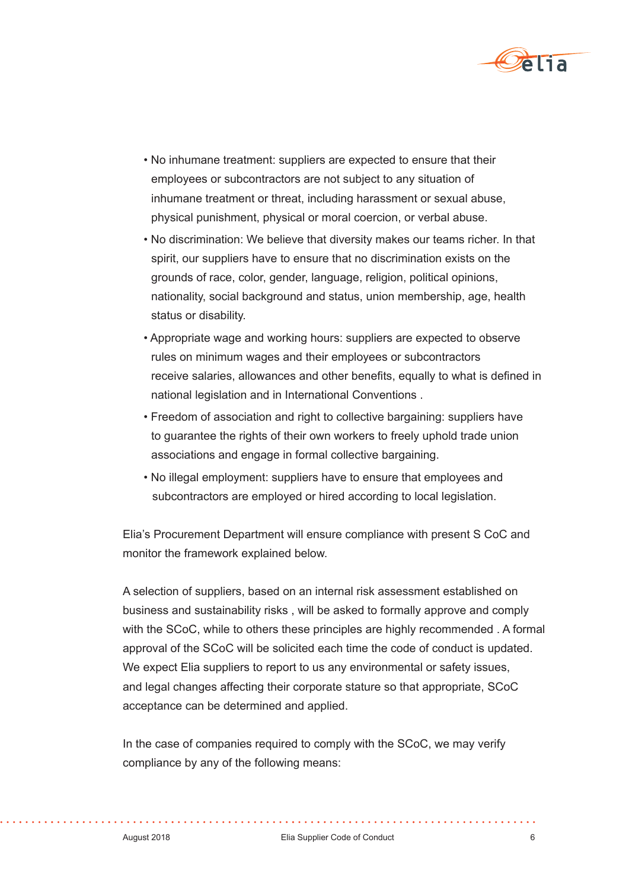- No inhumane treatment: suppliers are expected to ensure that their employees or subcontractors are not subject to any situation of inhumane treatment or threat, including harassment or sexual abuse, physical punishment, physical or moral coercion, or verbal abuse.
- No discrimination: We believe that diversity makes our teams richer. In that spirit, our suppliers have to ensure that no discrimination exists on the grounds of race, color, gender, language, religion, political opinions, nationality, social background and status, union membership, age, health status or disability.
- Appropriate wage and working hours: suppliers are expected to observe rules on minimum wages and their employees or subcontractors receive salaries, allowances and other benefits, equally to what is defined in national legislation and in International Conventions .
- Freedom of association and right to collective bargaining: suppliers have to guarantee the rights of their own workers to freely uphold trade union associations and engage in formal collective bargaining.
- No illegal employment: suppliers have to ensure that employees and subcontractors are employed or hired according to local legislation.

Elia's Procurement Department will ensure compliance with present S CoC and monitor the framework explained below.

A selection of suppliers, based on an internal risk assessment established on business and sustainability risks , will be asked to formally approve and comply with the SCoC, while to others these principles are highly recommended . A formal approval of the SCoC will be solicited each time the code of conduct is updated. We expect Elia suppliers to report to us any environmental or safety issues, and legal changes affecting their corporate stature so that appropriate, SCoC acceptance can be determined and applied.

In the case of companies required to comply with the SCoC, we may verify compliance by any of the following means: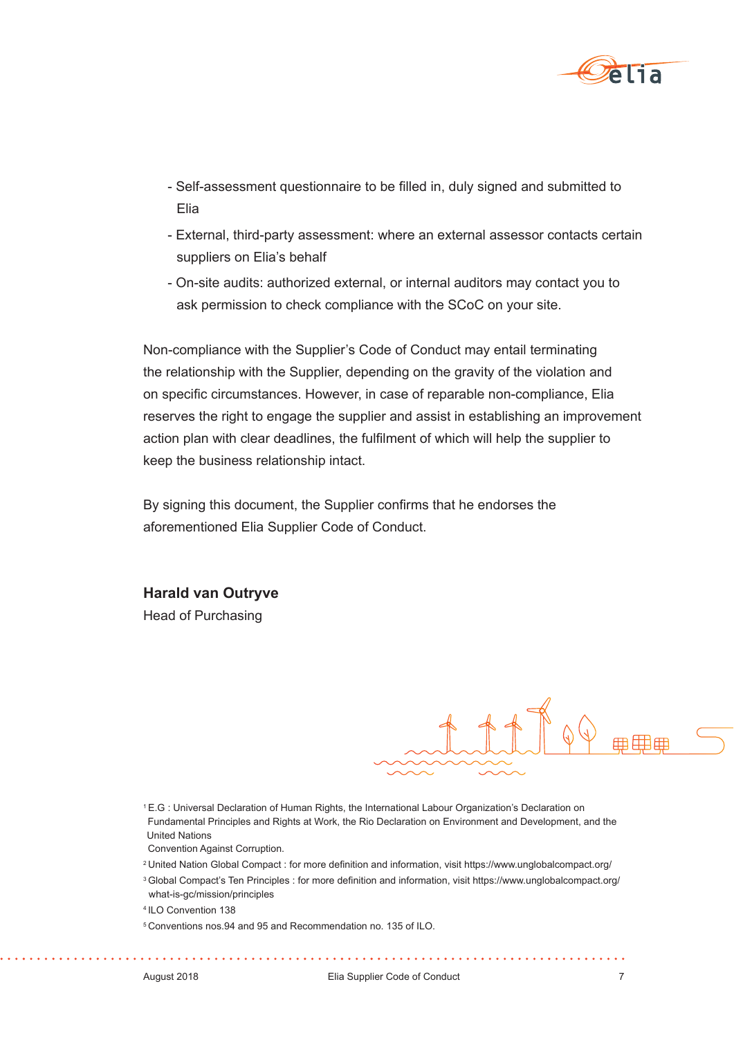- Self-assessment questionnaire to be filled in, duly signed and submitted to Elia
- External, third-party assessment: where an external assessor contacts certain suppliers on Elia's behalf
- On-site audits: authorized external, or internal auditors may contact you to ask permission to check compliance with the SCoC on your site.

Non-compliance with the Supplier's Code of Conduct may entail terminating the relationship with the Supplier, depending on the gravity of the violation and on specific circumstances. However, in case of reparable non-compliance, Elia reserves the right to engage the supplier and assist in establishing an improvement action plan with clear deadlines, the fulfilment of which will help the supplier to keep the business relationship intact.

By signing this document, the Supplier confirms that he endorses the aforementioned Elia Supplier Code of Conduct.

**Harald van Outryve**
Head of Purchasing

[1] E.G : Universal Declaration of Human Rights, the International Labour Organization's Declaration on Fundamental Principles and Rights at Work, the Rio Declaration on Environment and Development, and the United Nations Convention Against Corruption.

[2] United Nation Global Compact : for more definition and information, visit https://www.unglobalcompact.org/

[3] Global Compact's Ten Principles : for more definition and information, visit https://www.unglobalcompact.org/what-is-gc/mission/principles

[4] ILO Convention 138

[5] Conventions nos.94 and 95 and Recommendation no. 135 of ILO.